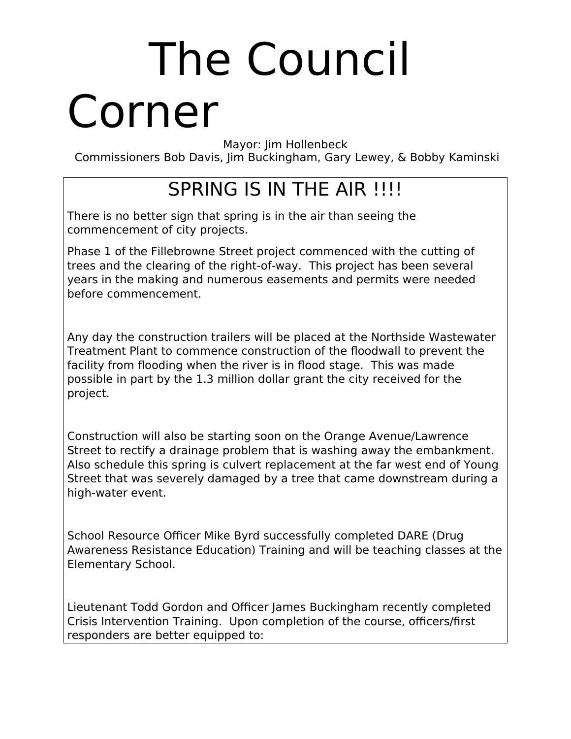# The Council Corner

Mayor: Jim Hollenbeck

Commissioners Bob Davis, Jim Buckingham, Gary Lewey, & Bobby Kaminski

## SPRING IS IN THE AIR !!!!

There is no better sign that spring is in the air than seeing the commencement of city projects.

Phase 1 of the Fillebrowne Street project commenced with the cutting of trees and the clearing of the right-of-way. This project has been several years in the making and numerous easements and permits were needed before commencement.

Any day the construction trailers will be placed at the Northside Wastewater Treatment Plant to commence construction of the floodwall to prevent the facility from flooding when the river is in flood stage. This was made possible in part by the 1.3 million dollar grant the city received for the project.

Construction will also be starting soon on the Orange Avenue/Lawrence Street to rectify a drainage problem that is washing away the embankment. Also schedule this spring is culvert replacement at the far west end of Young Street that was severely damaged by a tree that came downstream during a high-water event.

School Resource Officer Mike Byrd successfully completed DARE (Drug Awareness Resistance Education) Training and will be teaching classes at the Elementary School.

Lieutenant Todd Gordon and Officer James Buckingham recently completed Crisis Intervention Training. Upon completion of the course, officers/first responders are better equipped to: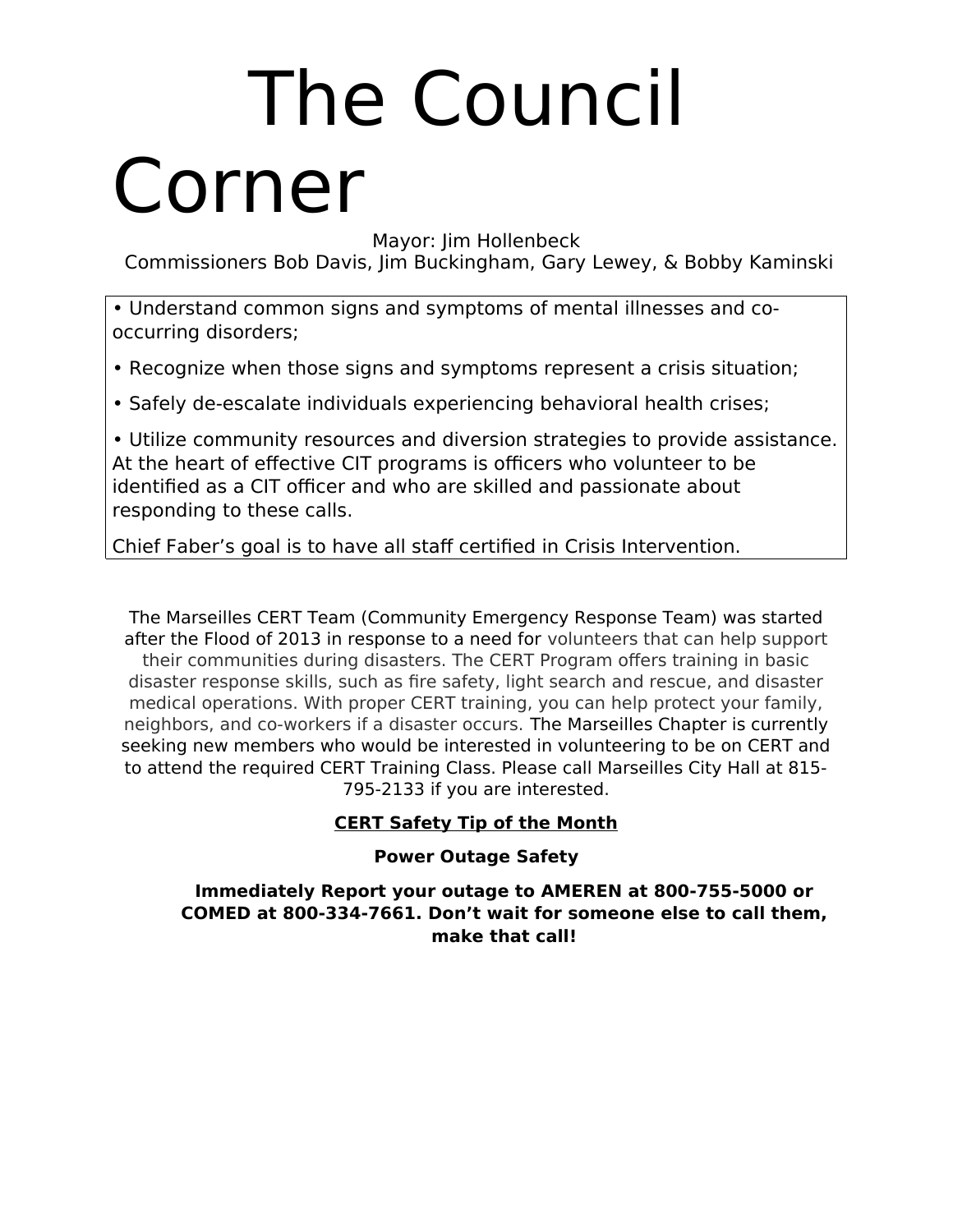# The Council Corner

Mayor: Jim Hollenbeck

Commissioners Bob Davis, Jim Buckingham, Gary Lewey, & Bobby Kaminski

- Understand common signs and symptoms of mental illnesses and co-occurring disorders;
- Recognize when those signs and symptoms represent a crisis situation;
- Safely de-escalate individuals experiencing behavioral health crises;
- Utilize community resources and diversion strategies to provide assistance.

At the heart of effective CIT programs is officers who volunteer to be identified as a CIT officer and who are skilled and passionate about responding to these calls.

Chief Faber's goal is to have all staff certified in Crisis Intervention.

The Marseilles CERT Team (Community Emergency Response Team) was started after the Flood of 2013 in response to a need for volunteers that can help support their communities during disasters. The CERT Program offers training in basic disaster response skills, such as fire safety, light search and rescue, and disaster medical operations. With proper CERT training, you can help protect your family, neighbors, and co-workers if a disaster occurs. The Marseilles Chapter is currently seeking new members who would be interested in volunteering to be on CERT and to attend the required CERT Training Class. Please call Marseilles City Hall at 815-795-2133 if you are interested.

**CERT Safety Tip of the Month**

**Power Outage Safety**

**Immediately Report your outage to AMEREN at 800-755-5000 or COMED at 800-334-7661. Don't wait for someone else to call them, make that call!**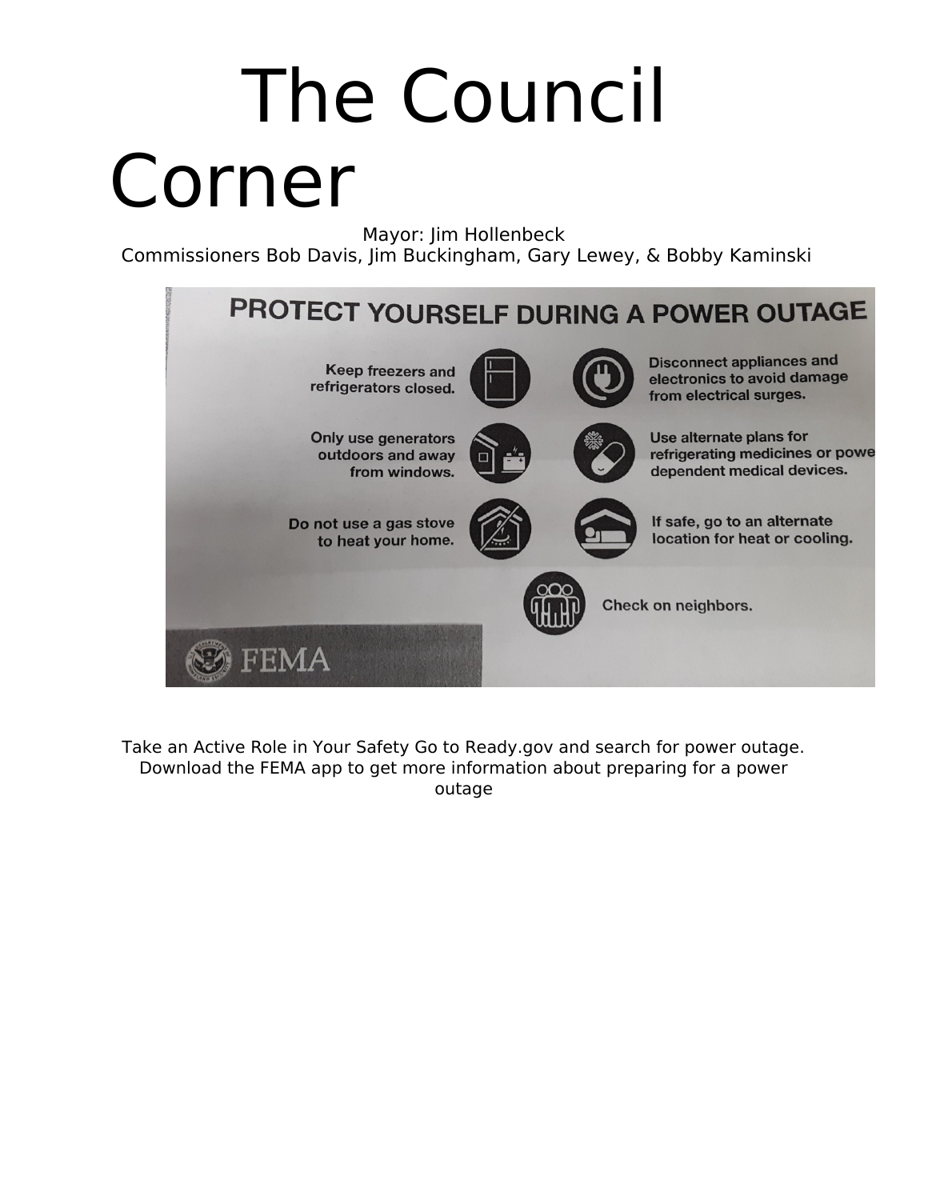# The Council Corner

Mayor: Jim Hollenbeck
Commissioners Bob Davis, Jim Buckingham, Gary Lewey, & Bobby Kaminski

## PROTECT YOURSELF DURING A POWER OUTAGE

- Keep freezers and refrigerators closed.
- Disconnect appliances and electronics to avoid damage from electrical surges.
- Only use generators outdoors and away from windows.
- Use alternate plans for refrigerating medicines or power dependent medical devices.
- Do not use a gas stove to heat your home.
- If safe, go to an alternate location for heat or cooling.
- Check on neighbors.

FEMA

Take an Active Role in Your Safety Go to Ready.gov and search for power outage.
Download the FEMA app to get more information about preparing for a power outage